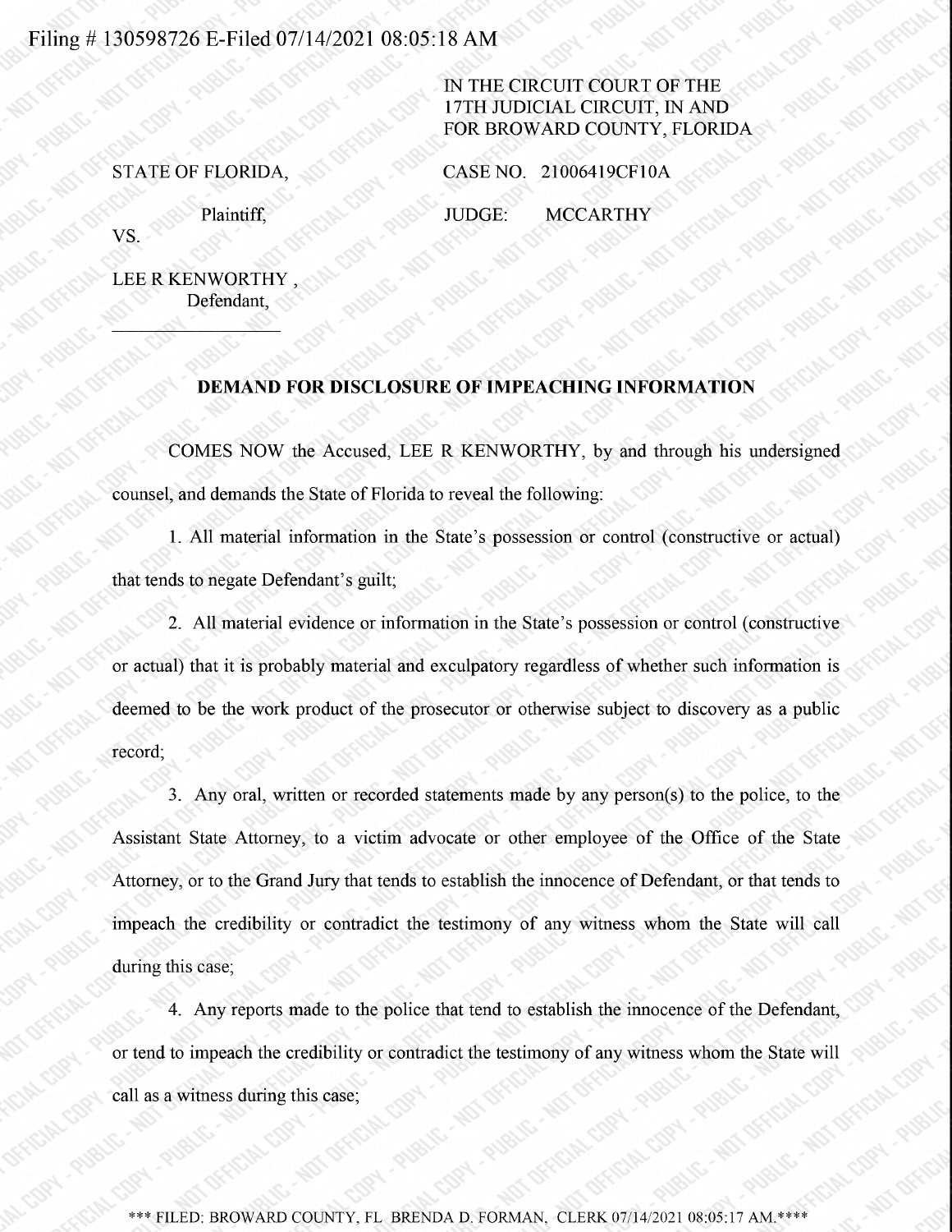Filing # 130598726 E-Filed 07/14/2021 08:05:18 AM

IN THE CIRCUIT COURT OF THE 17TH JUDICIAL CIRCUIT, IN AND FOR BROWARD COUNTY, FLORIDA

STATE OF FLORIDA,

Plaintiff,

VS.

LEE R KENWORTHY ,

Defendant,

CASE NO. 21006419CF10A

JUDGE: MCCARTHY

## DEMAND FOR DISCLOSURE OF IMPEACHING INFORMATION

COMES NOW the Accused, LEE R KENWORTHY, by and through his undersigned counsel, and demands the State of Florida to reveal the following:

1. All material information in the State's possession or control (constructive or actual) that tends to negate Defendant's guilt;

2. All material evidence or information in the State's possession or control (constructive or actual) that it is probably material and exculpatory regardless of whether such information is deemed to be the work product of the prosecutor or otherwise subject to discovery as a public record;

3. Any oral, written or recorded statements made by any person(s) to the police, to the Assistant State Attorney, to a victim advocate or other employee of the Office of the State Attorney, or to the Grand Jury that tends to establish the innocence of Defendant, or that tends to impeach the credibility or contradict the testimony of any witness whom the State will call during this case;

4. Any reports made to the police that tend to establish the innocence of the Defendant, or tend to impeach the credibility or contradict the testimony of any witness whom the State will call as a witness during this case;

\*\*\* FILED: BROWARD COUNTY, FL BRENDA D. FORMAN, CLERK 07/14/2021 08:05:17 AM.\*\*\*\*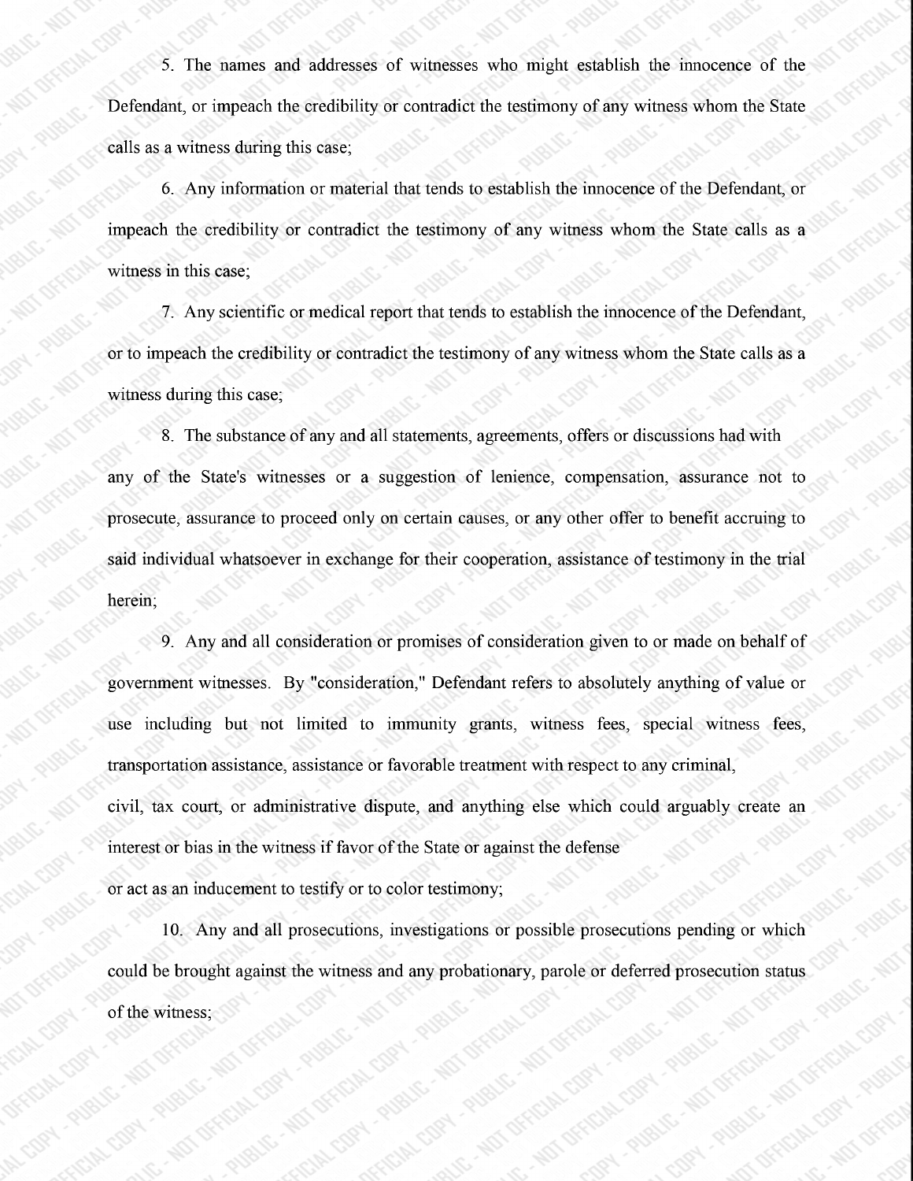5. The names and addresses of witnesses who might establish the innocence of the Defendant, or impeach the credibility or contradict the testimony of any witness whom the State calls as a witness during this case;

6. Any information or material that tends to establish the innocence of the Defendant, or impeach the credibility or contradict the testimony of any witness whom the State calls as a witness in this case;

7. Any scientific or medical report that tends to establish the innocence of the Defendant, or to impeach the credibility or contradict the testimony of any witness whom the State calls as a witness during this case;

8. The substance of any and all statements, agreements, offers or discussions had with any of the State's witnesses or a suggestion of lenience, compensation, assurance not to prosecute, assurance to proceed only on certain causes, or any other offer to benefit accruing to said individual whatsoever in exchange for their cooperation, assistance of testimony in the trial herein;

9. Any and all consideration or promises of consideration given to or made on behalf of government witnesses. By "consideration," Defendant refers to absolutely anything of value or use including but not limited to immunity grants, witness fees, special witness fees, transportation assistance, assistance or favorable treatment with respect to any criminal, civil, tax court, or administrative dispute, and anything else which could arguably create an interest or bias in the witness if favor of the State or against the defense or act as an inducement to testify or to color testimony;

10. Any and all prosecutions, investigations or possible prosecutions pending or which could be brought against the witness and any probationary, parole or deferred prosecution status of the witness;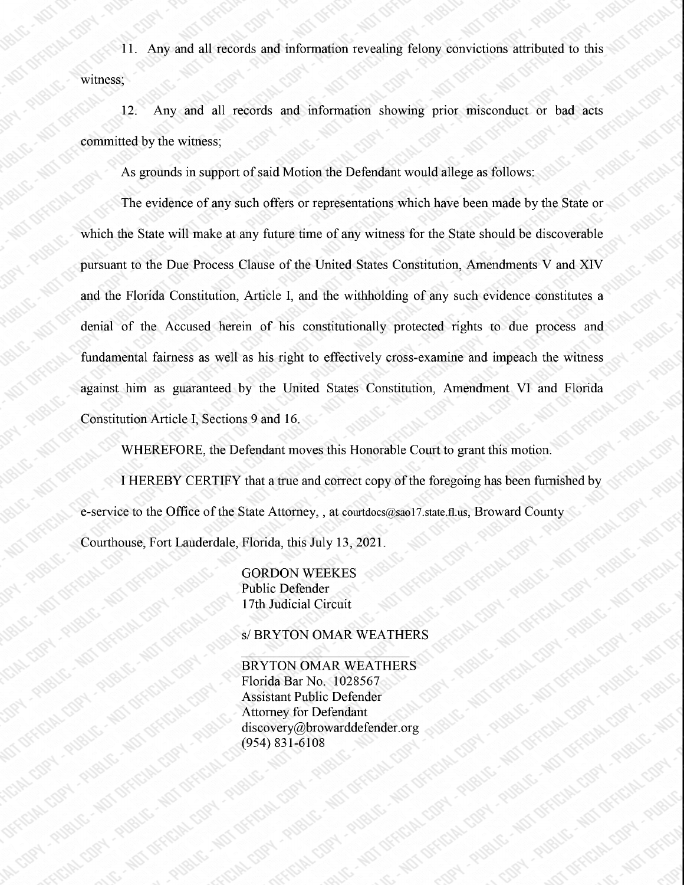11. Any and all records and information revealing felony convictions attributed to this witness;

12. Any and all records and information showing prior misconduct or bad acts committed by the witness;

As grounds in support of said Motion the Defendant would allege as follows:

The evidence of any such offers or representations which have been made by the State or which the State will make at any future time of any witness for the State should be discoverable pursuant to the Due Process Clause of the United States Constitution, Amendments V and XIV and the Florida Constitution, Article I, and the withholding of any such evidence constitutes a denial of the Accused herein of his constitutionally protected rights to due process and fundamental fairness as well as his right to effectively cross-examine and impeach the witness against him as guaranteed by the United States Constitution, Amendment VI and Florida Constitution Article I, Sections 9 and 16.

WHEREFORE, the Defendant moves this Honorable Court to grant this motion.

I HEREBY CERTIFY that a true and correct copy of the foregoing has been furnished by e-service to the Office of the State Attorney, , at courtdocs@sao17.state.fl.us, Broward County Courthouse, Fort Lauderdale, Florida, this July 13, 2021.

GORDON WEEKES
Public Defender
17th Judicial Circuit

s/ BRYTON OMAR WEATHERS

BRYTON OMAR WEATHERS
Florida Bar No. 1028567
Assistant Public Defender
Attorney for Defendant
discovery@browarddefender.org
(954) 831-6108